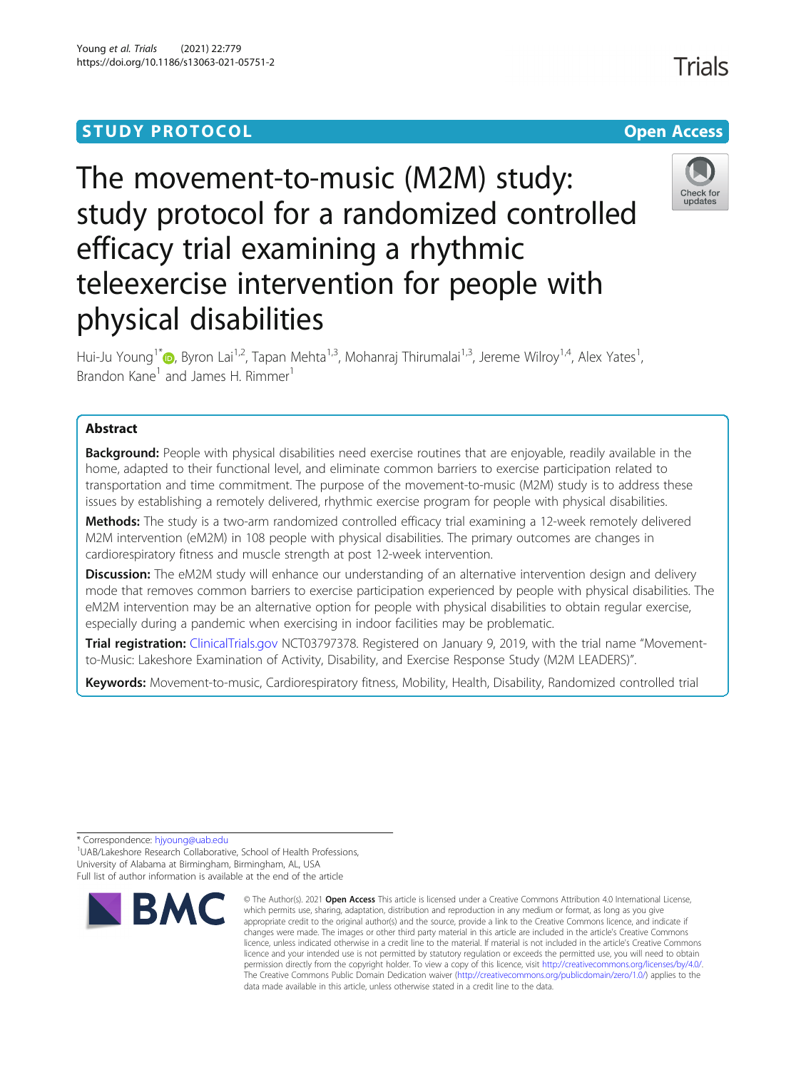STUDY PROTOCOL

Open Access

# The movement-to-music (M2M) study: study protocol for a randomized controlled efficacy trial examining a rhythmic teleexercise intervention for people with physical disabilities

Hui-Ju Young[1*], Byron Lai[1,2], Tapan Mehta[1,3], Mohanraj Thirumalai[1,3], Jereme Wilroy[1,4], Alex Yates[1], Brandon Kane[1] and James H. Rimmer[1]

## Abstract

**Background:** People with physical disabilities need exercise routines that are enjoyable, readily available in the home, adapted to their functional level, and eliminate common barriers to exercise participation related to transportation and time commitment. The purpose of the movement-to-music (M2M) study is to address these issues by establishing a remotely delivered, rhythmic exercise program for people with physical disabilities.

**Methods:** The study is a two-arm randomized controlled efficacy trial examining a 12-week remotely delivered M2M intervention (eM2M) in 108 people with physical disabilities. The primary outcomes are changes in cardiorespiratory fitness and muscle strength at post 12-week intervention.

**Discussion:** The eM2M study will enhance our understanding of an alternative intervention design and delivery mode that removes common barriers to exercise participation experienced by people with physical disabilities. The eM2M intervention may be an alternative option for people with physical disabilities to obtain regular exercise, especially during a pandemic when exercising in indoor facilities may be problematic.

**Trial registration:** ClinicalTrials.gov NCT03797378. Registered on January 9, 2019, with the trial name "Movement-to-Music: Lakeshore Examination of Activity, Disability, and Exercise Response Study (M2M LEADERS)".

**Keywords:** Movement-to-music, Cardiorespiratory fitness, Mobility, Health, Disability, Randomized controlled trial

\* Correspondence: hjyoung@uab.edu

[1]UAB/Lakeshore Research Collaborative, School of Health Professions, University of Alabama at Birmingham, Birmingham, AL, USA

Full list of author information is available at the end of the article

© The Author(s). 2021 **Open Access** This article is licensed under a Creative Commons Attribution 4.0 International License, which permits use, sharing, adaptation, distribution and reproduction in any medium or format, as long as you give appropriate credit to the original author(s) and the source, provide a link to the Creative Commons licence, and indicate if changes were made. The images or other third party material in this article are included in the article's Creative Commons licence, unless indicated otherwise in a credit line to the material. If material is not included in the article's Creative Commons licence and your intended use is not permitted by statutory regulation or exceeds the permitted use, you will need to obtain permission directly from the copyright holder. To view a copy of this licence, visit http://creativecommons.org/licenses/by/4.0/. The Creative Commons Public Domain Dedication waiver (http://creativecommons.org/publicdomain/zero/1.0/) applies to the data made available in this article, unless otherwise stated in a credit line to the data.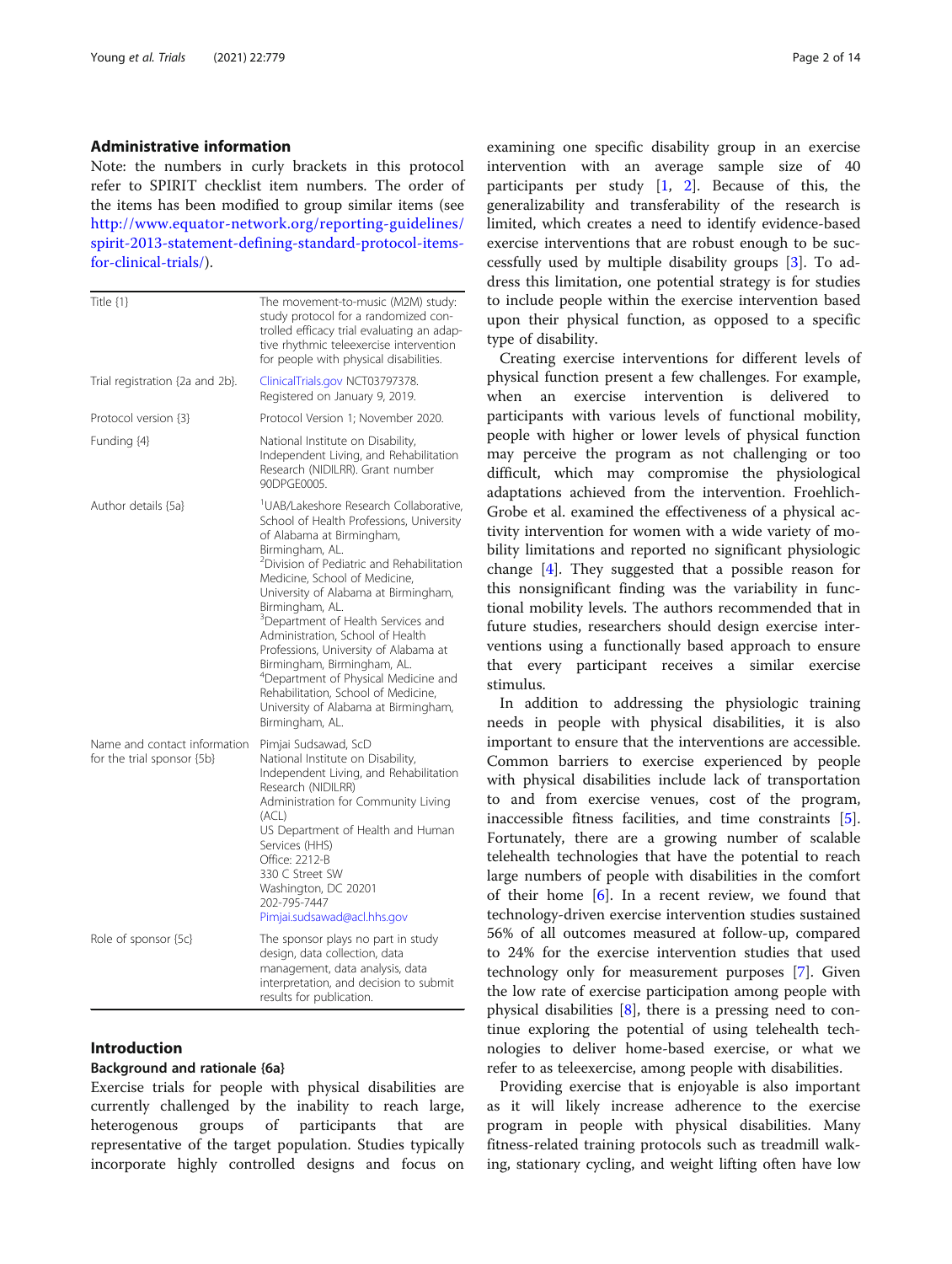## Administrative information

Note: the numbers in curly brackets in this protocol refer to SPIRIT checklist item numbers. The order of the items has been modified to group similar items (see http://www.equator-network.org/reporting-guidelines/spirit-2013-statement-defining-standard-protocol-items-for-clinical-trials/).

| | |
|---|---|
| Title {1} | The movement-to-music (M2M) study: study protocol for a randomized controlled efficacy trial evaluating an adaptive rhythmic teleexercise intervention for people with physical disabilities. |
| Trial registration {2a and 2b}. | ClinicalTrials.gov NCT03797378. Registered on January 9, 2019. |
| Protocol version {3} | Protocol Version 1; November 2020. |
| Funding {4} | National Institute on Disability, Independent Living, and Rehabilitation Research (NIDILRR). Grant number 90DPGE0005. |
| Author details {5a} | [1]UAB/Lakeshore Research Collaborative, School of Health Professions, University of Alabama at Birmingham, Birmingham, AL. [2]Division of Pediatric and Rehabilitation Medicine, School of Medicine, University of Alabama at Birmingham, Birmingham, AL. [3]Department of Health Services and Administration, School of Health Professions, University of Alabama at Birmingham, Birmingham, AL. [4]Department of Physical Medicine and Rehabilitation, School of Medicine, University of Alabama at Birmingham, Birmingham, AL. |
| Name and contact information for the trial sponsor {5b} | Pimjai Sudsawad, ScD National Institute on Disability, Independent Living, and Rehabilitation Research (NIDILRR) Administration for Community Living (ACL) US Department of Health and Human Services (HHS) Office: 2212-B 330 C Street SW Washington, DC 20201 202-795-7447 Pimjai.sudsawad@acl.hhs.gov |
| Role of sponsor {5c} | The sponsor plays no part in study design, data collection, data management, data analysis, data interpretation, and decision to submit results for publication. |

## Introduction

### Background and rationale {6a}

Exercise trials for people with physical disabilities are currently challenged by the inability to reach large, heterogenous groups of participants that are representative of the target population. Studies typically incorporate highly controlled designs and focus on examining one specific disability group in an exercise intervention with an average sample size of 40 participants per study [1, 2]. Because of this, the generalizability and transferability of the research is limited, which creates a need to identify evidence-based exercise interventions that are robust enough to be successfully used by multiple disability groups [3]. To address this limitation, one potential strategy is for studies to include people within the exercise intervention based upon their physical function, as opposed to a specific type of disability.

Creating exercise interventions for different levels of physical function present a few challenges. For example, when an exercise intervention is delivered to participants with various levels of functional mobility, people with higher or lower levels of physical function may perceive the program as not challenging or too difficult, which may compromise the physiological adaptations achieved from the intervention. Froehlich-Grobe et al. examined the effectiveness of a physical activity intervention for women with a wide variety of mobility limitations and reported no significant physiologic change [4]. They suggested that a possible reason for this nonsignificant finding was the variability in functional mobility levels. The authors recommended that in future studies, researchers should design exercise interventions using a functionally based approach to ensure that every participant receives a similar exercise stimulus.

In addition to addressing the physiologic training needs in people with physical disabilities, it is also important to ensure that the interventions are accessible. Common barriers to exercise experienced by people with physical disabilities include lack of transportation to and from exercise venues, cost of the program, inaccessible fitness facilities, and time constraints [5]. Fortunately, there are a growing number of scalable telehealth technologies that have the potential to reach large numbers of people with disabilities in the comfort of their home [6]. In a recent review, we found that technology-driven exercise intervention studies sustained 56% of all outcomes measured at follow-up, compared to 24% for the exercise intervention studies that used technology only for measurement purposes [7]. Given the low rate of exercise participation among people with physical disabilities [8], there is a pressing need to continue exploring the potential of using telehealth technologies to deliver home-based exercise, or what we refer to as teleexercise, among people with disabilities.

Providing exercise that is enjoyable is also important as it will likely increase adherence to the exercise program in people with physical disabilities. Many fitness-related training protocols such as treadmill walking, stationary cycling, and weight lifting often have low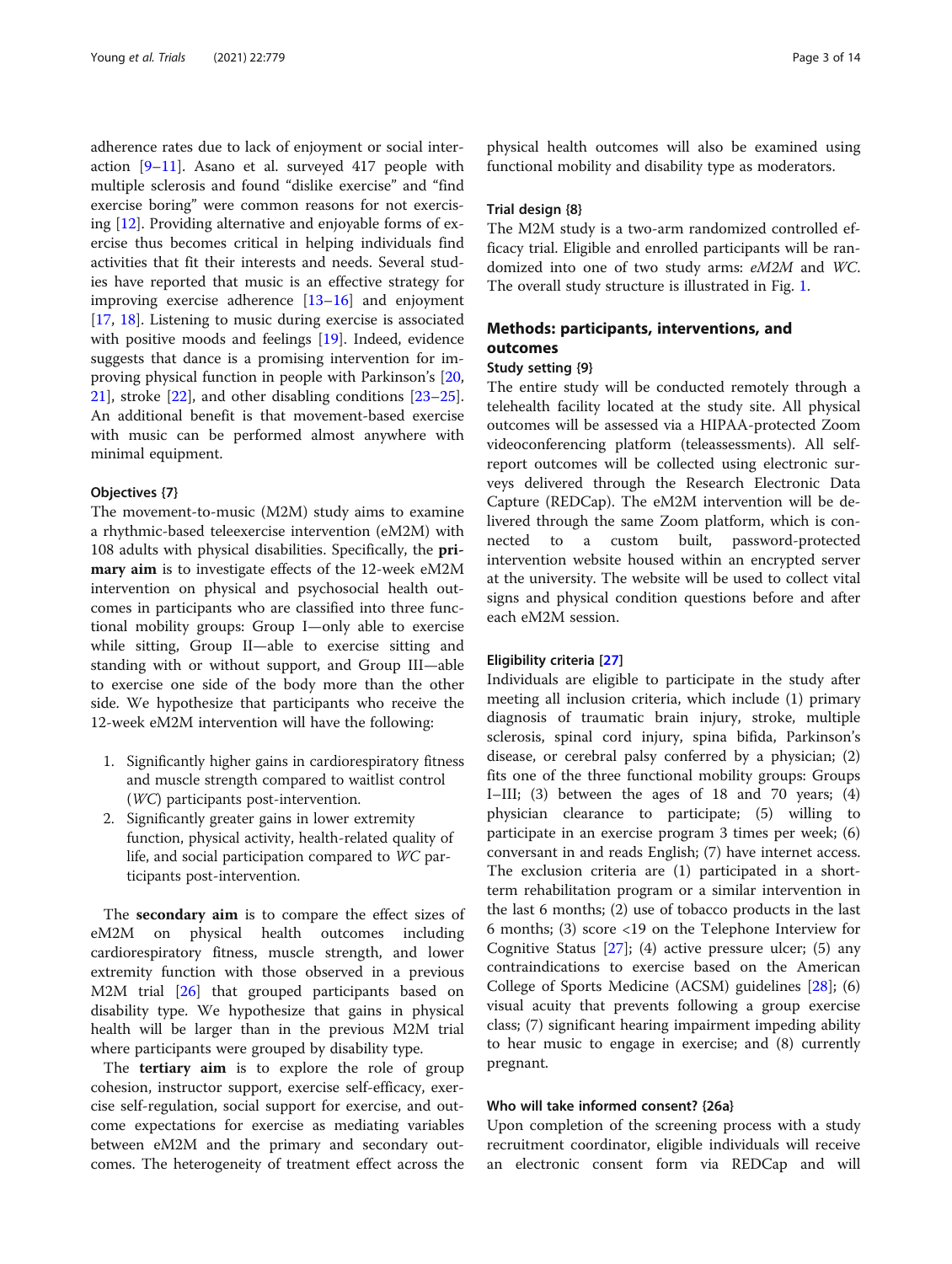adherence rates due to lack of enjoyment or social interaction [9–11]. Asano et al. surveyed 417 people with multiple sclerosis and found "dislike exercise" and "find exercise boring" were common reasons for not exercising [12]. Providing alternative and enjoyable forms of exercise thus becomes critical in helping individuals find activities that fit their interests and needs. Several studies have reported that music is an effective strategy for improving exercise adherence [13–16] and enjoyment [17, 18]. Listening to music during exercise is associated with positive moods and feelings [19]. Indeed, evidence suggests that dance is a promising intervention for improving physical function in people with Parkinson's [20, 21], stroke [22], and other disabling conditions [23–25]. An additional benefit is that movement-based exercise with music can be performed almost anywhere with minimal equipment.

#### Objectives {7}

The movement-to-music (M2M) study aims to examine a rhythmic-based teleexercise intervention (eM2M) with 108 adults with physical disabilities. Specifically, the **primary aim** is to investigate effects of the 12-week eM2M intervention on physical and psychosocial health outcomes in participants who are classified into three functional mobility groups: Group I—only able to exercise while sitting, Group II—able to exercise sitting and standing with or without support, and Group III—able to exercise one side of the body more than the other side. We hypothesize that participants who receive the 12-week eM2M intervention will have the following:

1. Significantly higher gains in cardiorespiratory fitness and muscle strength compared to waitlist control (*WC*) participants post-intervention.
2. Significantly greater gains in lower extremity function, physical activity, health-related quality of life, and social participation compared to *WC* participants post-intervention.

The **secondary aim** is to compare the effect sizes of eM2M on physical health outcomes including cardiorespiratory fitness, muscle strength, and lower extremity function with those observed in a previous M2M trial [26] that grouped participants based on disability type. We hypothesize that gains in physical health will be larger than in the previous M2M trial where participants were grouped by disability type.

The **tertiary aim** is to explore the role of group cohesion, instructor support, exercise self-efficacy, exercise self-regulation, social support for exercise, and outcome expectations for exercise as mediating variables between eM2M and the primary and secondary outcomes. The heterogeneity of treatment effect across the physical health outcomes will also be examined using functional mobility and disability type as moderators.

#### Trial design {8}

The M2M study is a two-arm randomized controlled efficacy trial. Eligible and enrolled participants will be randomized into one of two study arms: *eM2M* and *WC*. The overall study structure is illustrated in Fig. 1.

## Methods: participants, interventions, and outcomes

#### Study setting {9}

The entire study will be conducted remotely through a telehealth facility located at the study site. All physical outcomes will be assessed via a HIPAA-protected Zoom videoconferencing platform (teleassessments). All self-report outcomes will be collected using electronic surveys delivered through the Research Electronic Data Capture (REDCap). The eM2M intervention will be delivered through the same Zoom platform, which is connected to a custom built, password-protected intervention website housed within an encrypted server at the university. The website will be used to collect vital signs and physical condition questions before and after each eM2M session.

#### Eligibility criteria [27]

Individuals are eligible to participate in the study after meeting all inclusion criteria, which include (1) primary diagnosis of traumatic brain injury, stroke, multiple sclerosis, spinal cord injury, spina bifida, Parkinson's disease, or cerebral palsy conferred by a physician; (2) fits one of the three functional mobility groups: Groups I–III; (3) between the ages of 18 and 70 years; (4) physician clearance to participate; (5) willing to participate in an exercise program 3 times per week; (6) conversant in and reads English; (7) have internet access. The exclusion criteria are (1) participated in a short-term rehabilitation program or a similar intervention in the last 6 months; (2) use of tobacco products in the last 6 months; (3) score <19 on the Telephone Interview for Cognitive Status [27]; (4) active pressure ulcer; (5) any contraindications to exercise based on the American College of Sports Medicine (ACSM) guidelines [28]; (6) visual acuity that prevents following a group exercise class; (7) significant hearing impairment impeding ability to hear music to engage in exercise; and (8) currently pregnant.

#### Who will take informed consent? {26a}

Upon completion of the screening process with a study recruitment coordinator, eligible individuals will receive an electronic consent form via REDCap and will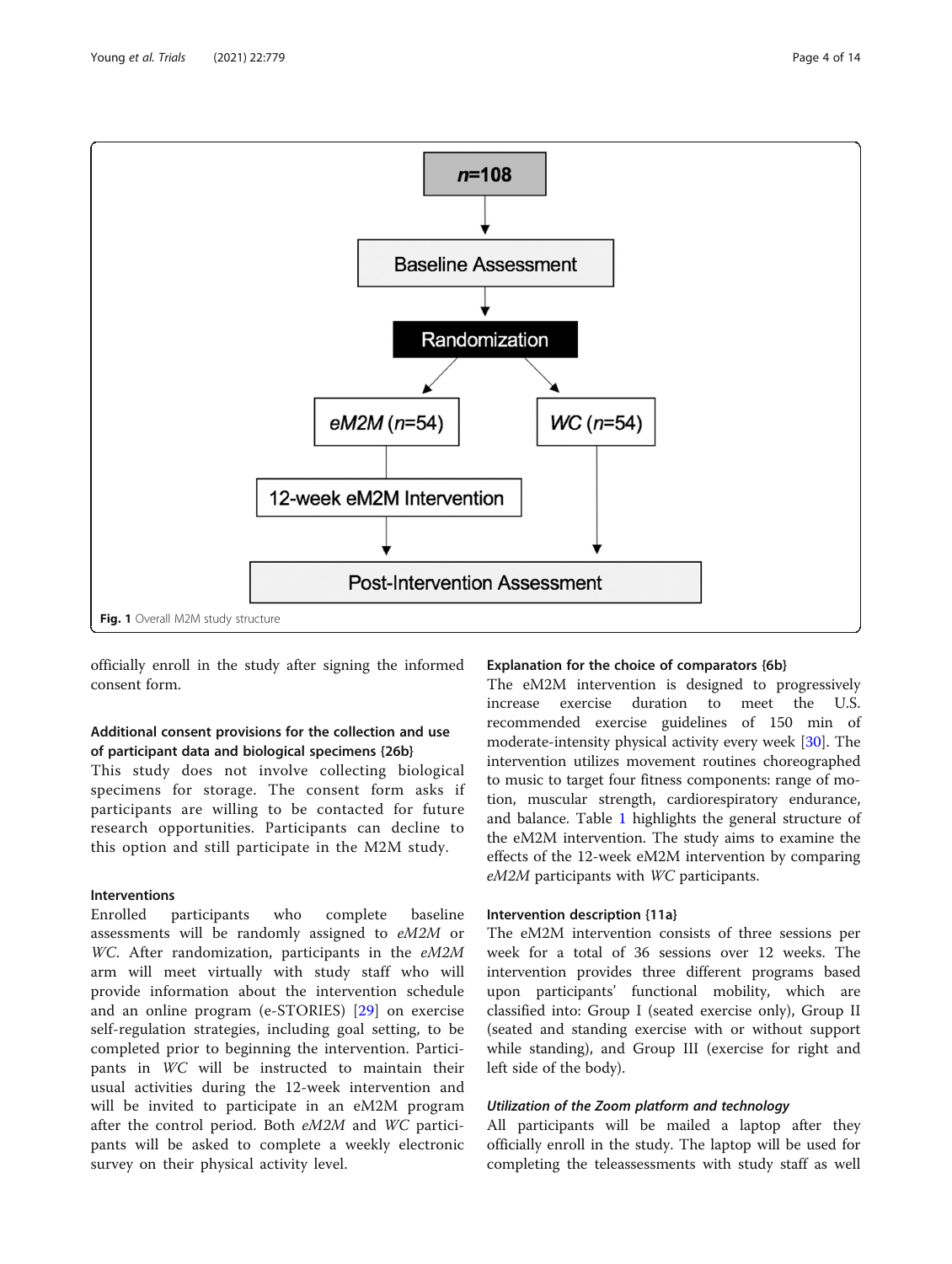n=108

Baseline Assessment

Randomization

*eM2M* (*n*=54)

*WC* (*n*=54)

12-week eM2M Intervention

Post-Intervention Assessment

**Fig. 1** Overall M2M study structure

officially enroll in the study after signing the informed consent form.

### Additional consent provisions for the collection and use of participant data and biological specimens {26b}

This study does not involve collecting biological specimens for storage. The consent form asks if participants are willing to be contacted for future research opportunities. Participants can decline to this option and still participate in the M2M study.

### Interventions

Enrolled participants who complete baseline assessments will be randomly assigned to *eM2M* or *WC*. After randomization, participants in the *eM2M* arm will meet virtually with study staff who will provide information about the intervention schedule and an online program (e-STORIES) [29] on exercise self-regulation strategies, including goal setting, to be completed prior to beginning the intervention. Participants in *WC* will be instructed to maintain their usual activities during the 12-week intervention and will be invited to participate in an eM2M program after the control period. Both *eM2M* and *WC* participants will be asked to complete a weekly electronic survey on their physical activity level.

### Explanation for the choice of comparators {6b}

The eM2M intervention is designed to progressively increase exercise duration to meet the U.S. recommended exercise guidelines of 150 min of moderate-intensity physical activity every week [30]. The intervention utilizes movement routines choreographed to music to target four fitness components: range of motion, muscular strength, cardiorespiratory endurance, and balance. Table 1 highlights the general structure of the eM2M intervention. The study aims to examine the effects of the 12-week eM2M intervention by comparing *eM2M* participants with *WC* participants.

### Intervention description {11a}

The eM2M intervention consists of three sessions per week for a total of 36 sessions over 12 weeks. The intervention provides three different programs based upon participants' functional mobility, which are classified into: Group I (seated exercise only), Group II (seated and standing exercise with or without support while standing), and Group III (exercise for right and left side of the body).

#### *Utilization of the Zoom platform and technology*

All participants will be mailed a laptop after they officially enroll in the study. The laptop will be used for completing the teleassessments with study staff as well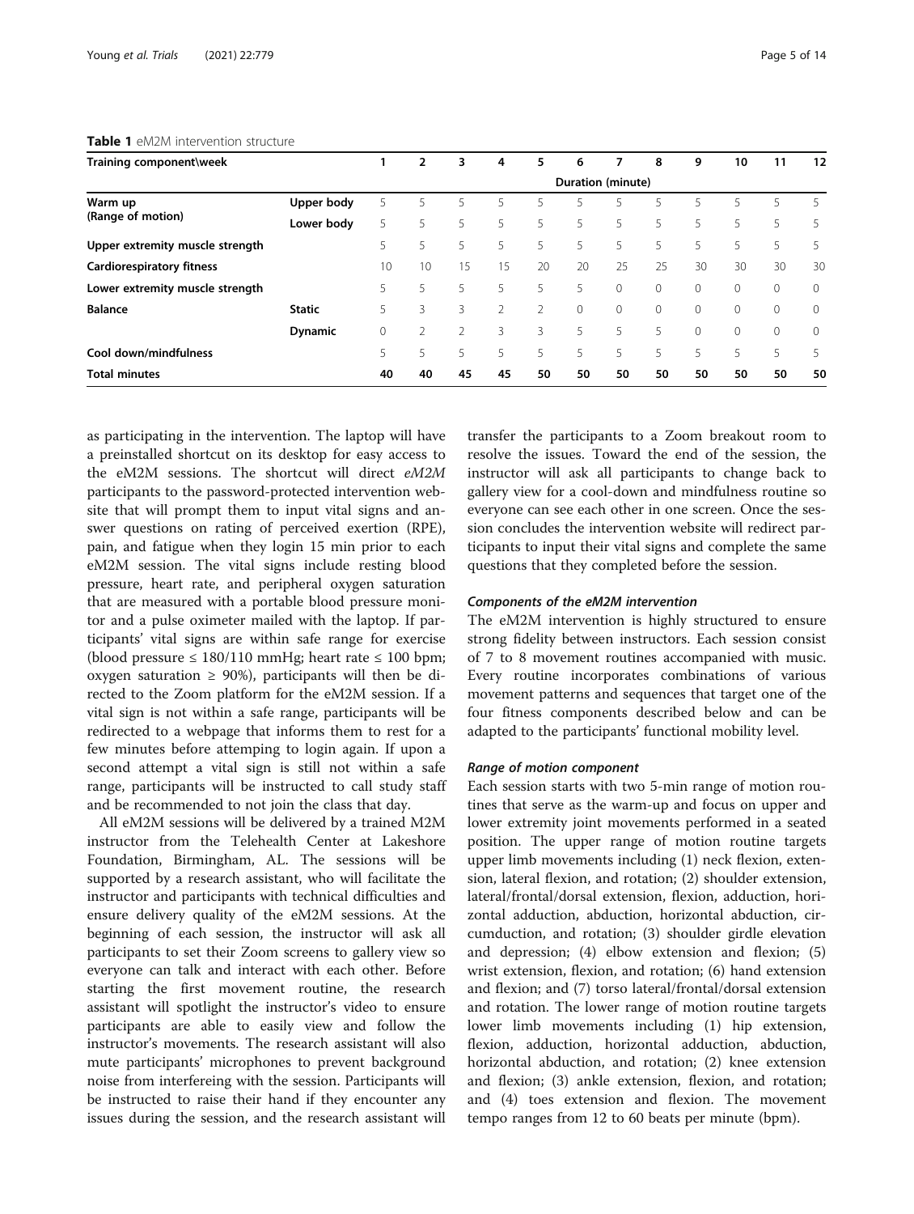**Table 1** eM2M intervention structure

| Training component\week | | 1 | 2 | 3 | 4 | 5 | 6 | 7 | 8 | 9 | 10 | 11 | 12 |
|---|---|---|---|---|---|---|---|---|---|---|---|---|---|
| | | Duration (minute) | | | | | | | | | | | |
| **Warm up (Range of motion)** | **Upper body** | 5 | 5 | 5 | 5 | 5 | 5 | 5 | 5 | 5 | 5 | 5 | 5 |
| | **Lower body** | 5 | 5 | 5 | 5 | 5 | 5 | 5 | 5 | 5 | 5 | 5 | 5 |
| **Upper extremity muscle strength** | | 5 | 5 | 5 | 5 | 5 | 5 | 5 | 5 | 5 | 5 | 5 | 5 |
| **Cardiorespiratory fitness** | | 10 | 10 | 15 | 15 | 20 | 20 | 25 | 25 | 30 | 30 | 30 | 30 |
| **Lower extremity muscle strength** | | 5 | 5 | 5 | 5 | 5 | 5 | 0 | 0 | 0 | 0 | 0 | 0 |
| **Balance** | **Static** | 5 | 3 | 3 | 2 | 2 | 0 | 0 | 0 | 0 | 0 | 0 | 0 |
| | **Dynamic** | 0 | 2 | 2 | 3 | 3 | 5 | 5 | 5 | 0 | 0 | 0 | 0 |
| **Cool down/mindfulness** | | 5 | 5 | 5 | 5 | 5 | 5 | 5 | 5 | 5 | 5 | 5 | 5 |
| **Total minutes** | | **40** | **40** | **45** | **45** | **50** | **50** | **50** | **50** | **50** | **50** | **50** | **50** |

as participating in the intervention. The laptop will have a preinstalled shortcut on its desktop for easy access to the eM2M sessions. The shortcut will direct *eM2M* participants to the password-protected intervention website that will prompt them to input vital signs and answer questions on rating of perceived exertion (RPE), pain, and fatigue when they login 15 min prior to each eM2M session. The vital signs include resting blood pressure, heart rate, and peripheral oxygen saturation that are measured with a portable blood pressure monitor and a pulse oximeter mailed with the laptop. If participants' vital signs are within safe range for exercise (blood pressure ≤ 180/110 mmHg; heart rate ≤ 100 bpm; oxygen saturation ≥ 90%), participants will then be directed to the Zoom platform for the eM2M session. If a vital sign is not within a safe range, participants will be redirected to a webpage that informs them to rest for a few minutes before attemping to login again. If upon a second attempt a vital sign is still not within a safe range, participants will be instructed to call study staff and be recommended to not join the class that day.

All eM2M sessions will be delivered by a trained M2M instructor from the Telehealth Center at Lakeshore Foundation, Birmingham, AL. The sessions will be supported by a research assistant, who will facilitate the instructor and participants with technical difficulties and ensure delivery quality of the eM2M sessions. At the beginning of each session, the instructor will ask all participants to set their Zoom screens to gallery view so everyone can talk and interact with each other. Before starting the first movement routine, the research assistant will spotlight the instructor's video to ensure participants are able to easily view and follow the instructor's movements. The research assistant will also mute participants' microphones to prevent background noise from interfereing with the session. Participants will be instructed to raise their hand if they encounter any issues during the session, and the research assistant will transfer the participants to a Zoom breakout room to resolve the issues. Toward the end of the session, the instructor will ask all participants to change back to gallery view for a cool-down and mindfulness routine so everyone can see each other in one screen. Once the session concludes the intervention website will redirect participants to input their vital signs and complete the same questions that they completed before the session.

#### *Components of the eM2M intervention*

The eM2M intervention is highly structured to ensure strong fidelity between instructors. Each session consist of 7 to 8 movement routines accompanied with music. Every routine incorporates combinations of various movement patterns and sequences that target one of the four fitness components described below and can be adapted to the participants' functional mobility level.

#### *Range of motion component*

Each session starts with two 5-min range of motion routines that serve as the warm-up and focus on upper and lower extremity joint movements performed in a seated position. The upper range of motion routine targets upper limb movements including (1) neck flexion, extension, lateral flexion, and rotation; (2) shoulder extension, lateral/frontal/dorsal extension, flexion, adduction, horizontal adduction, abduction, horizontal abduction, circumduction, and rotation; (3) shoulder girdle elevation and depression; (4) elbow extension and flexion; (5) wrist extension, flexion, and rotation; (6) hand extension and flexion; and (7) torso lateral/frontal/dorsal extension and rotation. The lower range of motion routine targets lower limb movements including (1) hip extension, flexion, adduction, horizontal adduction, abduction, horizontal abduction, and rotation; (2) knee extension and flexion; (3) ankle extension, flexion, and rotation; and (4) toes extension and flexion. The movement tempo ranges from 12 to 60 beats per minute (bpm).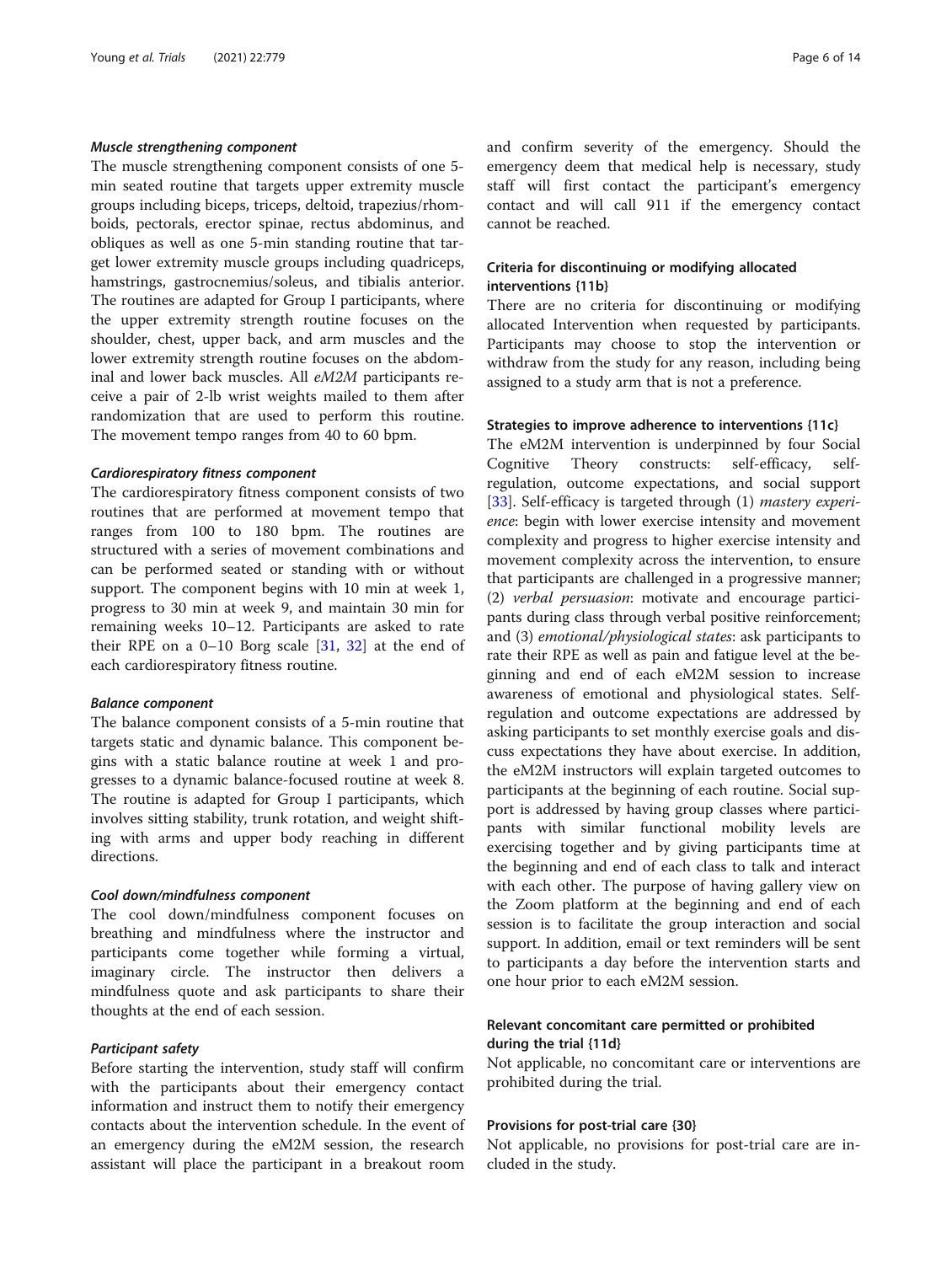#### *Muscle strengthening component*

The muscle strengthening component consists of one 5-min seated routine that targets upper extremity muscle groups including biceps, triceps, deltoid, trapezius/rhomboids, pectorals, erector spinae, rectus abdominus, and obliques as well as one 5-min standing routine that target lower extremity muscle groups including quadriceps, hamstrings, gastrocnemius/soleus, and tibialis anterior. The routines are adapted for Group I participants, where the upper extremity strength routine focuses on the shoulder, chest, upper back, and arm muscles and the lower extremity strength routine focuses on the abdominal and lower back muscles. All *eM2M* participants receive a pair of 2-lb wrist weights mailed to them after randomization that are used to perform this routine. The movement tempo ranges from 40 to 60 bpm.

#### *Cardiorespiratory fitness component*

The cardiorespiratory fitness component consists of two routines that are performed at movement tempo that ranges from 100 to 180 bpm. The routines are structured with a series of movement combinations and can be performed seated or standing with or without support. The component begins with 10 min at week 1, progress to 30 min at week 9, and maintain 30 min for remaining weeks 10–12. Participants are asked to rate their RPE on a 0–10 Borg scale [31, 32] at the end of each cardiorespiratory fitness routine.

#### *Balance component*

The balance component consists of a 5-min routine that targets static and dynamic balance. This component begins with a static balance routine at week 1 and progresses to a dynamic balance-focused routine at week 8. The routine is adapted for Group I participants, which involves sitting stability, trunk rotation, and weight shifting with arms and upper body reaching in different directions.

#### *Cool down/mindfulness component*

The cool down/mindfulness component focuses on breathing and mindfulness where the instructor and participants come together while forming a virtual, imaginary circle. The instructor then delivers a mindfulness quote and ask participants to share their thoughts at the end of each session.

#### *Participant safety*

Before starting the intervention, study staff will confirm with the participants about their emergency contact information and instruct them to notify their emergency contacts about the intervention schedule. In the event of an emergency during the eM2M session, the research assistant will place the participant in a breakout room and confirm severity of the emergency. Should the emergency deem that medical help is necessary, study staff will first contact the participant's emergency contact and will call 911 if the emergency contact cannot be reached.

### Criteria for discontinuing or modifying allocated interventions {11b}

There are no criteria for discontinuing or modifying allocated Intervention when requested by participants. Participants may choose to stop the intervention or withdraw from the study for any reason, including being assigned to a study arm that is not a preference.

#### Strategies to improve adherence to interventions {11c}

The eM2M intervention is underpinned by four Social Cognitive Theory constructs: self-efficacy, self-regulation, outcome expectations, and social support [33]. Self-efficacy is targeted through (1) *mastery experience*: begin with lower exercise intensity and movement complexity and progress to higher exercise intensity and movement complexity across the intervention, to ensure that participants are challenged in a progressive manner; (2) *verbal persuasion*: motivate and encourage participants during class through verbal positive reinforcement; and (3) *emotional/physiological states*: ask participants to rate their RPE as well as pain and fatigue level at the beginning and end of each eM2M session to increase awareness of emotional and physiological states. Self-regulation and outcome expectations are addressed by asking participants to set monthly exercise goals and discuss expectations they have about exercise. In addition, the eM2M instructors will explain targeted outcomes to participants at the beginning of each routine. Social support is addressed by having group classes where participants with similar functional mobility levels are exercising together and by giving participants time at the beginning and end of each class to talk and interact with each other. The purpose of having gallery view on the Zoom platform at the beginning and end of each session is to facilitate the group interaction and social support. In addition, email or text reminders will be sent to participants a day before the intervention starts and one hour prior to each eM2M session.

### Relevant concomitant care permitted or prohibited during the trial {11d}

Not applicable, no concomitant care or interventions are prohibited during the trial.

#### Provisions for post-trial care {30}

Not applicable, no provisions for post-trial care are included in the study.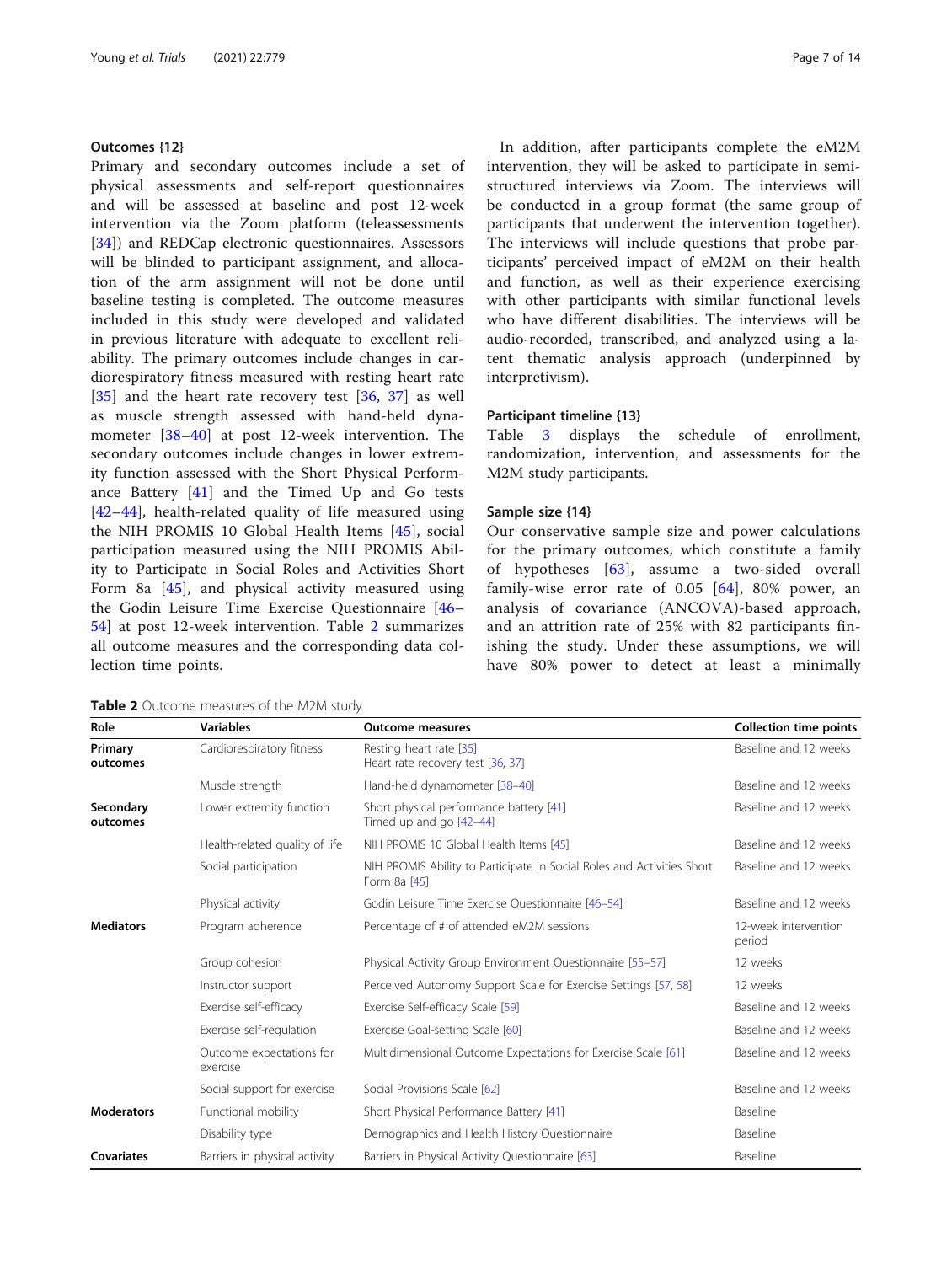### Outcomes {12}

Primary and secondary outcomes include a set of physical assessments and self-report questionnaires and will be assessed at baseline and post 12-week intervention via the Zoom platform (teleassessments [34]) and REDCap electronic questionnaires. Assessors will be blinded to participant assignment, and allocation of the arm assignment will not be done until baseline testing is completed. The outcome measures included in this study were developed and validated in previous literature with adequate to excellent reliability. The primary outcomes include changes in cardiorespiratory fitness measured with resting heart rate [35] and the heart rate recovery test [36, 37] as well as muscle strength assessed with hand-held dynamometer [38–40] at post 12-week intervention. The secondary outcomes include changes in lower extremity function assessed with the Short Physical Performance Battery [41] and the Timed Up and Go tests [42–44], health-related quality of life measured using the NIH PROMIS 10 Global Health Items [45], social participation measured using the NIH PROMIS Ability to Participate in Social Roles and Activities Short Form 8a [45], and physical activity measured using the Godin Leisure Time Exercise Questionnaire [46–54] at post 12-week intervention. Table 2 summarizes all outcome measures and the corresponding data collection time points.

In addition, after participants complete the eM2M intervention, they will be asked to participate in semi-structured interviews via Zoom. The interviews will be conducted in a group format (the same group of participants that underwent the intervention together). The interviews will include questions that probe participants' perceived impact of eM2M on their health and function, as well as their experience exercising with other participants with similar functional levels who have different disabilities. The interviews will be audio-recorded, transcribed, and analyzed using a latent thematic analysis approach (underpinned by interpretivism).

### Participant timeline {13}

Table 3 displays the schedule of enrollment, randomization, intervention, and assessments for the M2M study participants.

### Sample size {14}

Our conservative sample size and power calculations for the primary outcomes, which constitute a family of hypotheses [63], assume a two-sided overall family-wise error rate of 0.05 [64], 80% power, an analysis of covariance (ANCOVA)-based approach, and an attrition rate of 25% with 82 participants finishing the study. Under these assumptions, we will have 80% power to detect at least a minimally

**Table 2** Outcome measures of the M2M study

| Role | Variables | Outcome measures | Collection time points |
|---|---|---|---|
| **Primary outcomes** | Cardiorespiratory fitness | Resting heart rate [35]<br>Heart rate recovery test [36, 37] | Baseline and 12 weeks |
| | Muscle strength | Hand-held dynamometer [38–40] | Baseline and 12 weeks |
| **Secondary outcomes** | Lower extremity function | Short physical performance battery [41]<br>Timed up and go [42–44] | Baseline and 12 weeks |
| | Health-related quality of life | NIH PROMIS 10 Global Health Items [45] | Baseline and 12 weeks |
| | Social participation | NIH PROMIS Ability to Participate in Social Roles and Activities Short Form 8a [45] | Baseline and 12 weeks |
| | Physical activity | Godin Leisure Time Exercise Questionnaire [46–54] | Baseline and 12 weeks |
| **Mediators** | Program adherence | Percentage of # of attended eM2M sessions | 12-week intervention period |
| | Group cohesion | Physical Activity Group Environment Questionnaire [55–57] | 12 weeks |
| | Instructor support | Perceived Autonomy Support Scale for Exercise Settings [57, 58] | 12 weeks |
| | Exercise self-efficacy | Exercise Self-efficacy Scale [59] | Baseline and 12 weeks |
| | Exercise self-regulation | Exercise Goal-setting Scale [60] | Baseline and 12 weeks |
| | Outcome expectations for exercise | Multidimensional Outcome Expectations for Exercise Scale [61] | Baseline and 12 weeks |
| | Social support for exercise | Social Provisions Scale [62] | Baseline and 12 weeks |
| **Moderators** | Functional mobility | Short Physical Performance Battery [41] | Baseline |
| | Disability type | Demographics and Health History Questionnaire | Baseline |
| **Covariates** | Barriers in physical activity | Barriers in Physical Activity Questionnaire [63] | Baseline |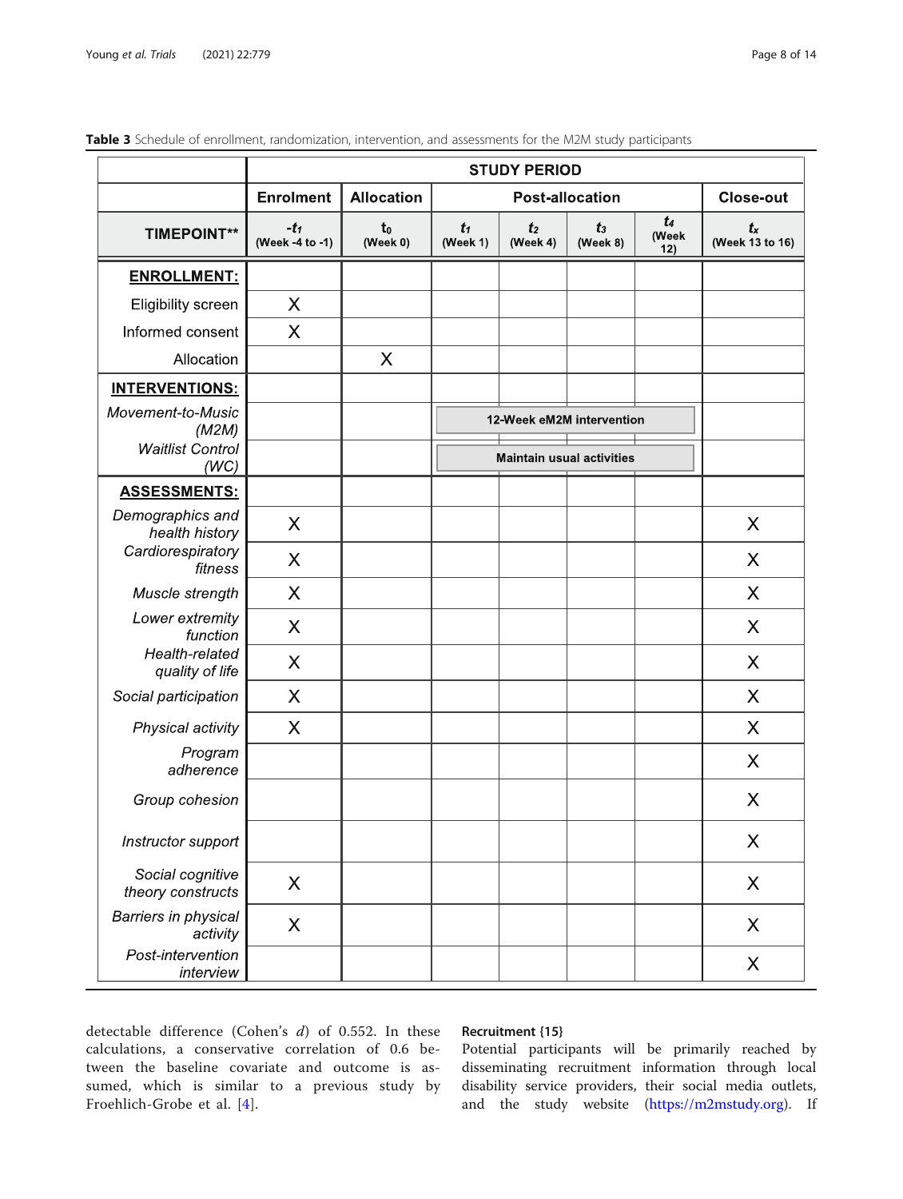**Table 3** Schedule of enrollment, randomization, intervention, and assessments for the M2M study participants

| | STUDY PERIOD | | | | | | |
|---|---|---|---|---|---|---|---|
| | Enrolment | Allocation | Post-allocation | | | | Close-out |
| TIMEPOINT** | $-t_1$ (Week -4 to -1) | $t_0$ (Week 0) | $t_1$ (Week 1) | $t_2$ (Week 4) | $t_3$ (Week 8) | $t_4$ (Week 12) | $t_x$ (Week 13 to 16) |
| **ENROLLMENT:** | | | | | | | |
| Eligibility screen | X | | | | | | |
| Informed consent | X | | | | | | |
| Allocation | | X | | | | | |
| **INTERVENTIONS:** | | | | | | | |
| *Movement-to-Music (M2M)* | | | 12-Week eM2M intervention | | | | |
| *Waitlist Control (WC)* | | | Maintain usual activities | | | | |
| **ASSESSMENTS:** | | | | | | | |
| *Demographics and health history* | X | | | | | | X |
| *Cardiorespiratory fitness* | X | | | | | | X |
| *Muscle strength* | X | | | | | | X |
| *Lower extremity function* | X | | | | | | X |
| *Health-related quality of life* | X | | | | | | X |
| *Social participation* | X | | | | | | X |
| *Physical activity* | X | | | | | | X |
| *Program adherence* | | | | | | | X |
| *Group cohesion* | | | | | | | X |
| *Instructor support* | | | | | | | X |
| *Social cognitive theory constructs* | X | | | | | | X |
| *Barriers in physical activity* | X | | | | | | X |
| *Post-intervention interview* | | | | | | | X |

detectable difference (Cohen's *d*) of 0.552. In these calculations, a conservative correlation of 0.6 between the baseline covariate and outcome is assumed, which is similar to a previous study by Froehlich-Grobe et al. [4].

#### Recruitment {15}

Potential participants will be primarily reached by disseminating recruitment information through local disability service providers, their social media outlets, and the study website (https://m2mstudy.org). If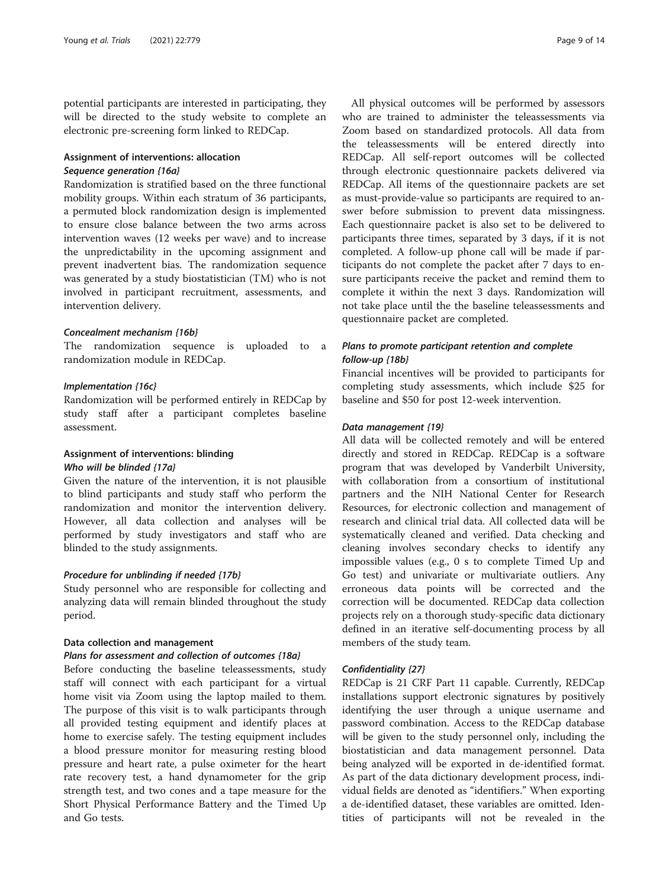potential participants are interested in participating, they will be directed to the study website to complete an electronic pre-screening form linked to REDCap.

### Assignment of interventions: allocation

#### *Sequence generation {16a}*

Randomization is stratified based on the three functional mobility groups. Within each stratum of 36 participants, a permuted block randomization design is implemented to ensure close balance between the two arms across intervention waves (12 weeks per wave) and to increase the unpredictability in the upcoming assignment and prevent inadvertent bias. The randomization sequence was generated by a study biostatistician (TM) who is not involved in participant recruitment, assessments, and intervention delivery.

#### *Concealment mechanism {16b}*

The randomization sequence is uploaded to a randomization module in REDCap.

#### *Implementation {16c}*

Randomization will be performed entirely in REDCap by study staff after a participant completes baseline assessment.

### Assignment of interventions: blinding

#### *Who will be blinded {17a}*

Given the nature of the intervention, it is not plausible to blind participants and study staff who perform the randomization and monitor the intervention delivery. However, all data collection and analyses will be performed by study investigators and staff who are blinded to the study assignments.

#### *Procedure for unblinding if needed {17b}*

Study personnel who are responsible for collecting and analyzing data will remain blinded throughout the study period.

### Data collection and management

#### *Plans for assessment and collection of outcomes {18a}*

Before conducting the baseline teleassessments, study staff will connect with each participant for a virtual home visit via Zoom using the laptop mailed to them. The purpose of this visit is to walk participants through all provided testing equipment and identify places at home to exercise safely. The testing equipment includes a blood pressure monitor for measuring resting blood pressure and heart rate, a pulse oximeter for the heart rate recovery test, a hand dynamometer for the grip strength test, and two cones and a tape measure for the Short Physical Performance Battery and the Timed Up and Go tests.

All physical outcomes will be performed by assessors who are trained to administer the teleassessments via Zoom based on standardized protocols. All data from the teleassessments will be entered directly into REDCap. All self-report outcomes will be collected through electronic questionnaire packets delivered via REDCap. All items of the questionnaire packets are set as must-provide-value so participants are required to answer before submission to prevent data missingness. Each questionnaire packet is also set to be delivered to participants three times, separated by 3 days, if it is not completed. A follow-up phone call will be made if participants do not complete the packet after 7 days to ensure participants receive the packet and remind them to complete it within the next 3 days. Randomization will not take place until the the baseline teleassessments and questionnaire packet are completed.

#### *Plans to promote participant retention and complete follow-up {18b}*

Financial incentives will be provided to participants for completing study assessments, which include \$25 for baseline and \$50 for post 12-week intervention.

#### *Data management {19}*

All data will be collected remotely and will be entered directly and stored in REDCap. REDCap is a software program that was developed by Vanderbilt University, with collaboration from a consortium of institutional partners and the NIH National Center for Research Resources, for electronic collection and management of research and clinical trial data. All collected data will be systematically cleaned and verified. Data checking and cleaning involves secondary checks to identify any impossible values (e.g., 0 s to complete Timed Up and Go test) and univariate or multivariate outliers. Any erroneous data points will be corrected and the correction will be documented. REDCap data collection projects rely on a thorough study-specific data dictionary defined in an iterative self-documenting process by all members of the study team.

#### *Confidentiality {27}*

REDCap is 21 CRF Part 11 capable. Currently, REDCap installations support electronic signatures by positively identifying the user through a unique username and password combination. Access to the REDCap database will be given to the study personnel only, including the biostatistician and data management personnel. Data being analyzed will be exported in de-identified format. As part of the data dictionary development process, individual fields are denoted as "identifiers." When exporting a de-identified dataset, these variables are omitted. Identities of participants will not be revealed in the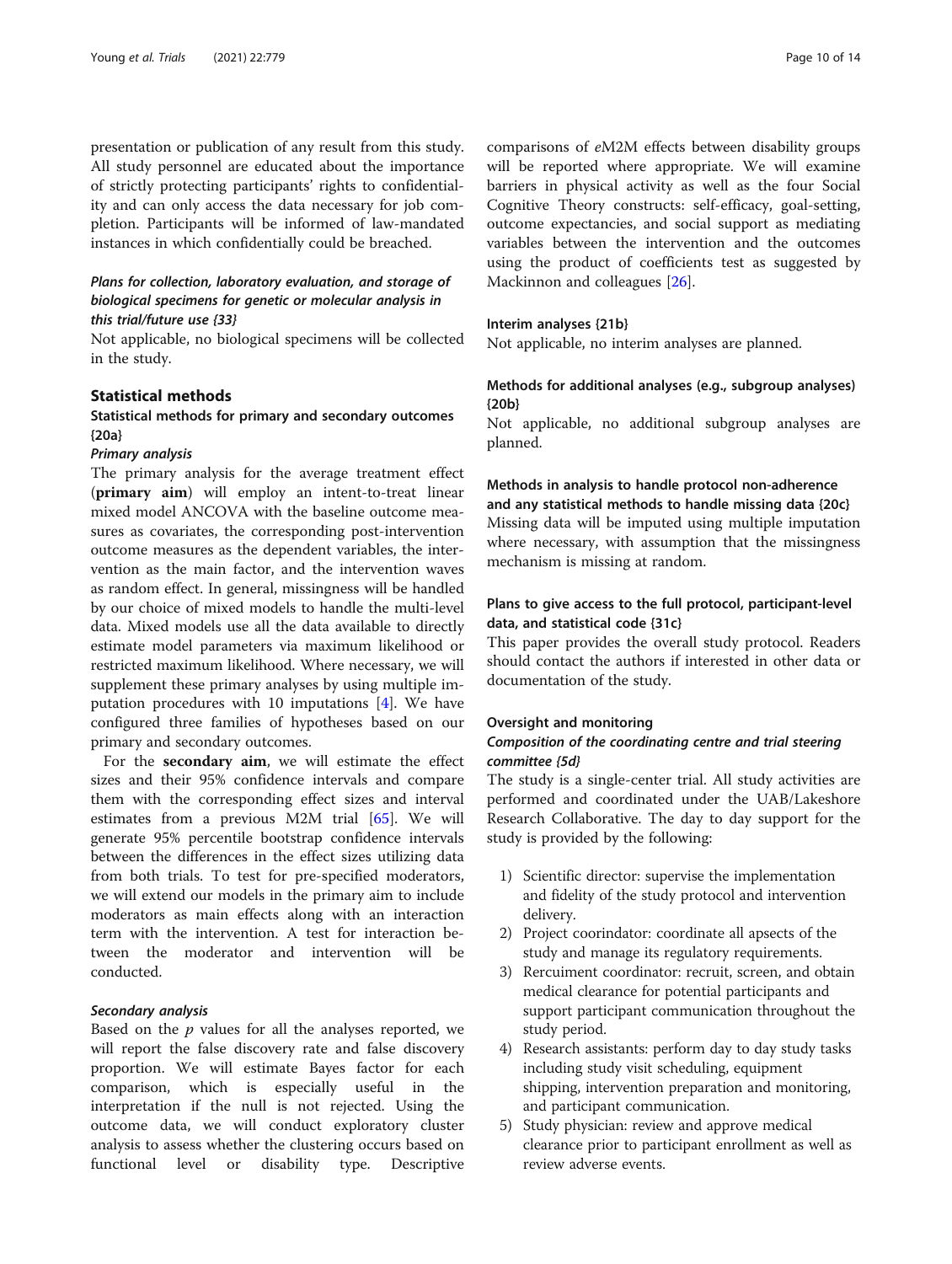presentation or publication of any result from this study. All study personnel are educated about the importance of strictly protecting participants' rights to confidentiality and can only access the data necessary for job completion. Participants will be informed of law-mandated instances in which confidentially could be breached.

### *Plans for collection, laboratory evaluation, and storage of biological specimens for genetic or molecular analysis in this trial/future use {33}*

Not applicable, no biological specimens will be collected in the study.

## Statistical methods

### Statistical methods for primary and secondary outcomes {20a}

#### *Primary analysis*

The primary analysis for the average treatment effect (**primary aim**) will employ an intent-to-treat linear mixed model ANCOVA with the baseline outcome measures as covariates, the corresponding post-intervention outcome measures as the dependent variables, the intervention as the main factor, and the intervention waves as random effect. In general, missingness will be handled by our choice of mixed models to handle the multi-level data. Mixed models use all the data available to directly estimate model parameters via maximum likelihood or restricted maximum likelihood. Where necessary, we will supplement these primary analyses by using multiple imputation procedures with 10 imputations [4]. We have configured three families of hypotheses based on our primary and secondary outcomes.

For the **secondary aim**, we will estimate the effect sizes and their 95% confidence intervals and compare them with the corresponding effect sizes and interval estimates from a previous M2M trial [65]. We will generate 95% percentile bootstrap confidence intervals between the differences in the effect sizes utilizing data from both trials. To test for pre-specified moderators, we will extend our models in the primary aim to include moderators as main effects along with an interaction term with the intervention. A test for interaction between the moderator and intervention will be conducted.

#### *Secondary analysis*

Based on the $p$ values for all the analyses reported, we will report the false discovery rate and false discovery proportion. We will estimate Bayes factor for each comparison, which is especially useful in the interpretation if the null is not rejected. Using the outcome data, we will conduct exploratory cluster analysis to assess whether the clustering occurs based on functional level or disability type. Descriptive comparisons of *e*M2M effects between disability groups will be reported where appropriate. We will examine barriers in physical activity as well as the four Social Cognitive Theory constructs: self-efficacy, goal-setting, outcome expectancies, and social support as mediating variables between the intervention and the outcomes using the product of coefficients test as suggested by Mackinnon and colleagues [26].

### Interim analyses {21b}

Not applicable, no interim analyses are planned.

### Methods for additional analyses (e.g., subgroup analyses) {20b}

Not applicable, no additional subgroup analyses are planned.

### Methods in analysis to handle protocol non-adherence and any statistical methods to handle missing data {20c}

Missing data will be imputed using multiple imputation where necessary, with assumption that the missingness mechanism is missing at random.

### Plans to give access to the full protocol, participant-level data, and statistical code {31c}

This paper provides the overall study protocol. Readers should contact the authors if interested in other data or documentation of the study.

### Oversight and monitoring

#### *Composition of the coordinating centre and trial steering committee {5d}*

The study is a single-center trial. All study activities are performed and coordinated under the UAB/Lakeshore Research Collaborative. The day to day support for the study is provided by the following:

1) Scientific director: supervise the implementation and fidelity of the study protocol and intervention delivery.
2) Project coorindator: coordinate all apsects of the study and manage its regulatory requirements.
3) Recruiment coordinator: recruit, screen, and obtain medical clearance for potential participants and support participant communication throughout the study period.
4) Research assistants: perform day to day study tasks including study visit scheduling, equipment shipping, intervention preparation and monitoring, and participant communication.
5) Study physician: review and approve medical clearance prior to participant enrollment as well as review adverse events.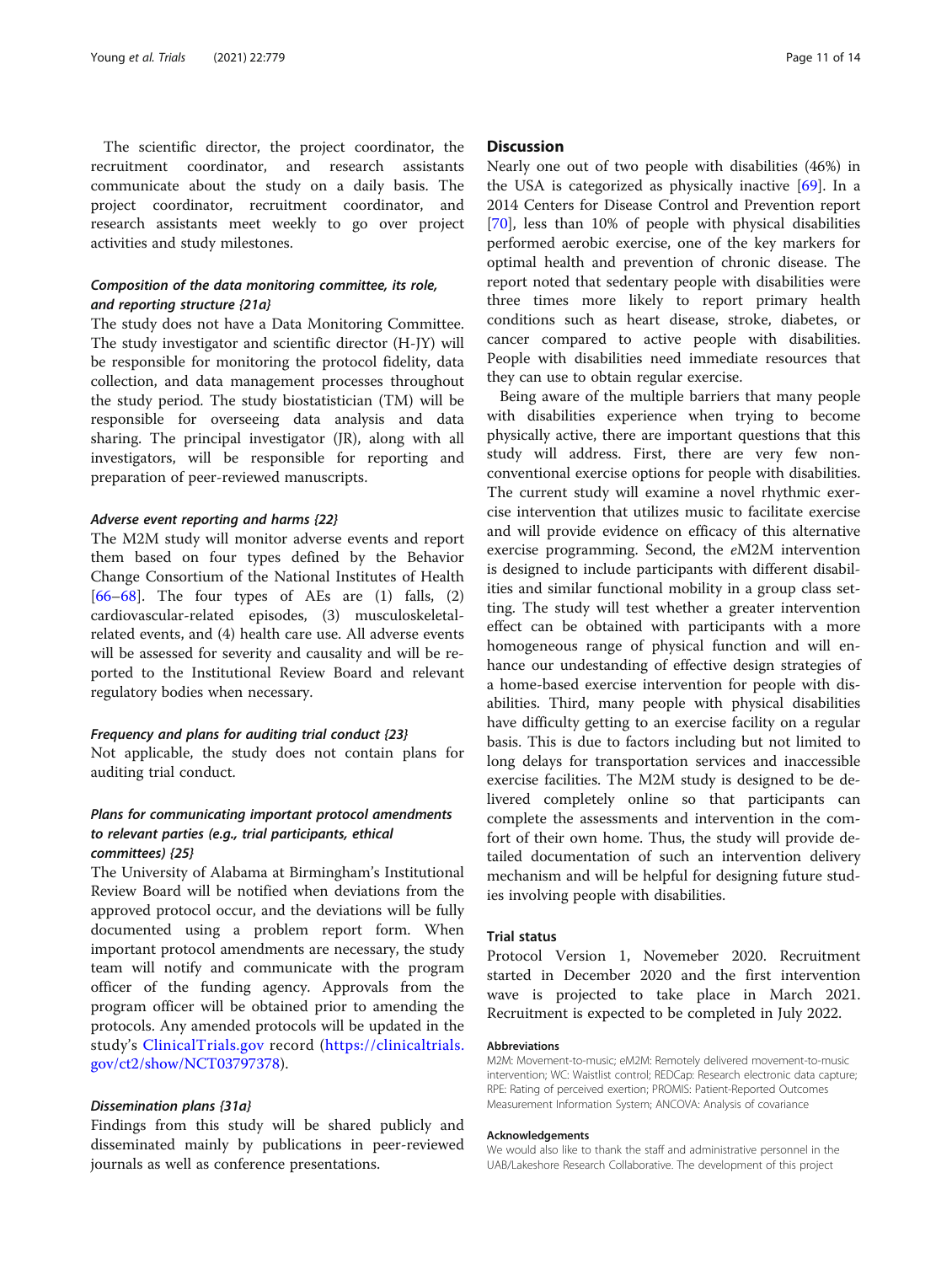The scientific director, the project coordinator, the recruitment coordinator, and research assistants communicate about the study on a daily basis. The project coordinator, recruitment coordinator, and research assistants meet weekly to go over project activities and study milestones.

#### *Composition of the data monitoring committee, its role, and reporting structure {21a}*

The study does not have a Data Monitoring Committee. The study investigator and scientific director (H-JY) will be responsible for monitoring the protocol fidelity, data collection, and data management processes throughout the study period. The study biostatistician (TM) will be responsible for overseeing data analysis and data sharing. The principal investigator (JR), along with all investigators, will be responsible for reporting and preparation of peer-reviewed manuscripts.

#### *Adverse event reporting and harms {22}*

The M2M study will monitor adverse events and report them based on four types defined by the Behavior Change Consortium of the National Institutes of Health [66–68]. The four types of AEs are (1) falls, (2) cardiovascular-related episodes, (3) musculoskeletal-related events, and (4) health care use. All adverse events will be assessed for severity and causality and will be reported to the Institutional Review Board and relevant regulatory bodies when necessary.

#### *Frequency and plans for auditing trial conduct {23}*

Not applicable, the study does not contain plans for auditing trial conduct.

#### *Plans for communicating important protocol amendments to relevant parties (e.g., trial participants, ethical committees) {25}*

The University of Alabama at Birmingham's Institutional Review Board will be notified when deviations from the approved protocol occur, and the deviations will be fully documented using a problem report form. When important protocol amendments are necessary, the study team will notify and communicate with the program officer of the funding agency. Approvals from the program officer will be obtained prior to amending the protocols. Any amended protocols will be updated in the study's ClinicalTrials.gov record (https://clinicaltrials.gov/ct2/show/NCT03797378).

#### *Dissemination plans {31a}*

Findings from this study will be shared publicly and disseminated mainly by publications in peer-reviewed journals as well as conference presentations.

## Discussion

Nearly one out of two people with disabilities (46%) in the USA is categorized as physically inactive [69]. In a 2014 Centers for Disease Control and Prevention report [70], less than 10% of people with physical disabilities performed aerobic exercise, one of the key markers for optimal health and prevention of chronic disease. The report noted that sedentary people with disabilities were three times more likely to report primary health conditions such as heart disease, stroke, diabetes, or cancer compared to active people with disabilities. People with disabilities need immediate resources that they can use to obtain regular exercise.

Being aware of the multiple barriers that many people with disabilities experience when trying to become physically active, there are important questions that this study will address. First, there are very few non-conventional exercise options for people with disabilities. The current study will examine a novel rhythmic exercise intervention that utilizes music to facilitate exercise and will provide evidence on efficacy of this alternative exercise programming. Second, the *e*M2M intervention is designed to include participants with different disabilities and similar functional mobility in a group class setting. The study will test whether a greater intervention effect can be obtained with participants with a more homogeneous range of physical function and will enhance our undestanding of effective design strategies of a home-based exercise intervention for people with disabilities. Third, many people with physical disabilities have difficulty getting to an exercise facility on a regular basis. This is due to factors including but not limited to long delays for transportation services and inaccessible exercise facilities. The M2M study is designed to be delivered completely online so that participants can complete the assessments and intervention in the comfort of their own home. Thus, the study will provide detailed documentation of such an intervention delivery mechanism and will be helpful for designing future studies involving people with disabilities.

## Trial status

Protocol Version 1, Novemeber 2020. Recruitment started in December 2020 and the first intervention wave is projected to take place in March 2021. Recruitment is expected to be completed in July 2022.

#### Abbreviations

M2M: Movement-to-music; eM2M: Remotely delivered movement-to-music intervention; WC: Waistlist control; REDCap: Research electronic data capture; RPE: Rating of perceived exertion; PROMIS: Patient-Reported Outcomes Measurement Information System; ANCOVA: Analysis of covariance

#### Acknowledgements

We would also like to thank the staff and administrative personnel in the UAB/Lakeshore Research Collaborative. The development of this project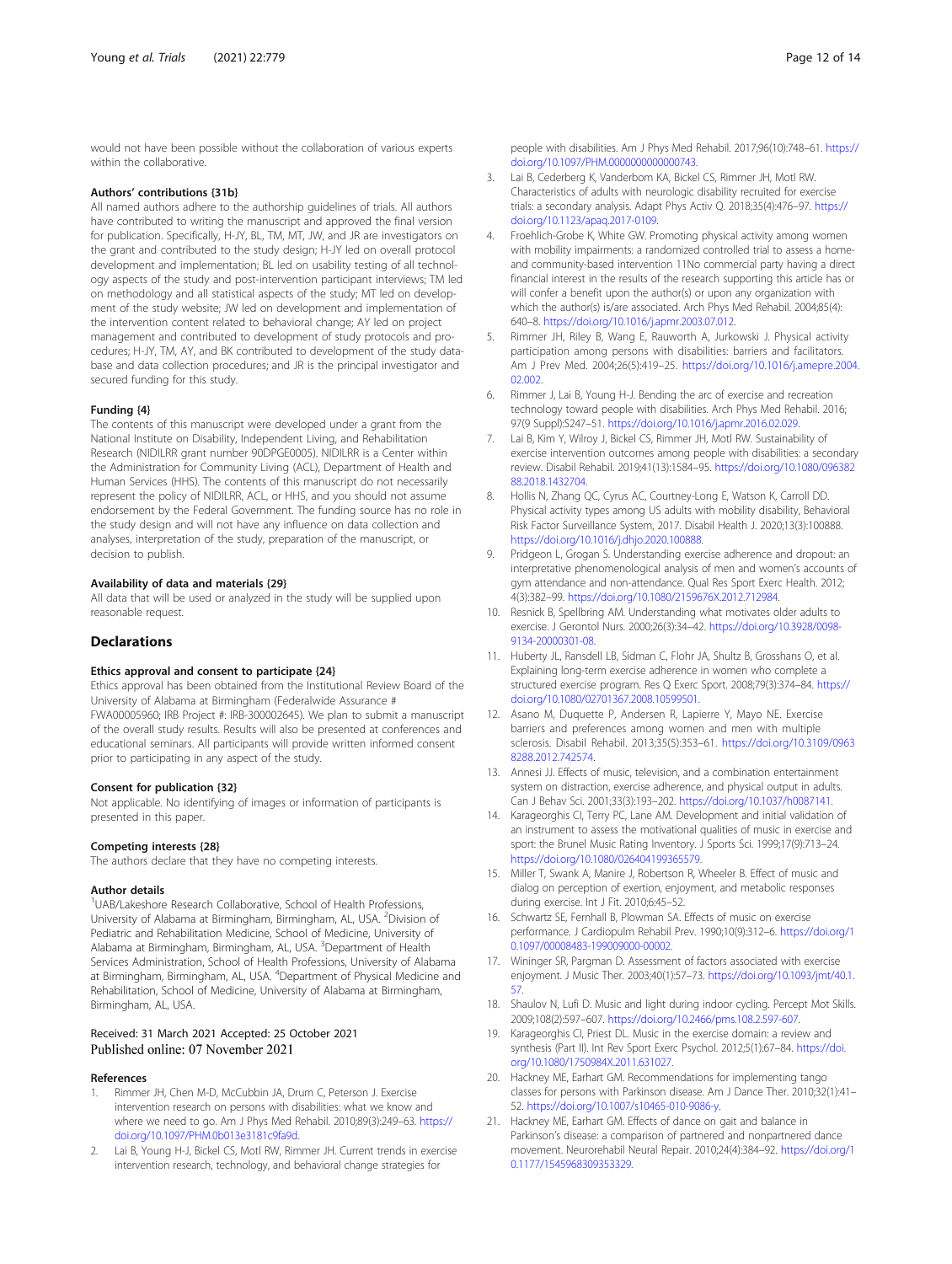would not have been possible without the collaboration of various experts within the collaborative.

### Authors' contributions {31b}

All named authors adhere to the authorship guidelines of trials. All authors have contributed to writing the manuscript and approved the final version for publication. Specifically, H-JY, BL, TM, MT, JW, and JR are investigators on the grant and contributed to the study design; H-JY led on overall protocol development and implementation; BL led on usability testing of all technology aspects of the study and post-intervention participant interviews; TM led on methodology and all statistical aspects of the study; MT led on development of the study website; JW led on development and implementation of the intervention content related to behavioral change; AY led on project management and contributed to development of study protocols and procedures; H-JY, TM, AY, and BK contributed to development of the study database and data collection procedures; and JR is the principal investigator and secured funding for this study.

### Funding {4}

The contents of this manuscript were developed under a grant from the National Institute on Disability, Independent Living, and Rehabilitation Research (NIDILRR grant number 90DPGE0005). NIDILRR is a Center within the Administration for Community Living (ACL), Department of Health and Human Services (HHS). The contents of this manuscript do not necessarily represent the policy of NIDILRR, ACL, or HHS, and you should not assume endorsement by the Federal Government. The funding source has no role in the study design and will not have any influence on data collection and analyses, interpretation of the study, preparation of the manuscript, or decision to publish.

### Availability of data and materials {29}

All data that will be used or analyzed in the study will be supplied upon reasonable request.

## Declarations

### Ethics approval and consent to participate {24}

Ethics approval has been obtained from the Institutional Review Board of the University of Alabama at Birmingham (Federalwide Assurance # FWA00005960; IRB Project #: IRB-300002645). We plan to submit a manuscript of the overall study results. Results will also be presented at conferences and educational seminars. All participants will provide written informed consent prior to participating in any aspect of the study.

### Consent for publication {32}

Not applicable. No identifying of images or information of participants is presented in this paper.

### Competing interests {28}

The authors declare that they have no competing interests.

### Author details

[1]UAB/Lakeshore Research Collaborative, School of Health Professions, University of Alabama at Birmingham, Birmingham, AL, USA. [2]Division of Pediatric and Rehabilitation Medicine, School of Medicine, University of Alabama at Birmingham, Birmingham, AL, USA. [3]Department of Health Services Administration, School of Health Professions, University of Alabama at Birmingham, Birmingham, AL, USA. [4]Department of Physical Medicine and Rehabilitation, School of Medicine, University of Alabama at Birmingham, Birmingham, AL, USA.

Received: 31 March 2021 Accepted: 25 October 2021
Published online: 07 November 2021

### References

1. Rimmer JH, Chen M-D, McCubbin JA, Drum C, Peterson J. Exercise intervention research on persons with disabilities: what we know and where we need to go. Am J Phys Med Rehabil. 2010;89(3):249–63. https://doi.org/10.1097/PHM.0b013e3181c9fa9d.
2. Lai B, Young H-J, Bickel CS, Motl RW, Rimmer JH. Current trends in exercise intervention research, technology, and behavioral change strategies for people with disabilities. Am J Phys Med Rehabil. 2017;96(10):748–61. https://doi.org/10.1097/PHM.0000000000000743.
3. Lai B, Cederberg K, Vanderbom KA, Bickel CS, Rimmer JH, Motl RW. Characteristics of adults with neurologic disability recruited for exercise trials: a secondary analysis. Adapt Phys Activ Q. 2018;35(4):476–97. https://doi.org/10.1123/apaq.2017-0109.
4. Froehlich-Grobe K, White GW. Promoting physical activity among women with mobility impairments: a randomized controlled trial to assess a home- and community-based intervention 11No commercial party having a direct financial interest in the results of the research supporting this article has or will confer a benefit upon the author(s) or upon any organization with which the author(s) is/are associated. Arch Phys Med Rehabil. 2004;85(4):640–8. https://doi.org/10.1016/j.apmr.2003.07.012.
5. Rimmer JH, Riley B, Wang E, Rauworth A, Jurkowski J. Physical activity participation among persons with disabilities: barriers and facilitators. Am J Prev Med. 2004;26(5):419–25. https://doi.org/10.1016/j.amepre.2004.02.002.
6. Rimmer J, Lai B, Young H-J. Bending the arc of exercise and recreation technology toward people with disabilities. Arch Phys Med Rehabil. 2016;97(9 Suppl):S247–51. https://doi.org/10.1016/j.apmr.2016.02.029.
7. Lai B, Kim Y, Wilroy J, Bickel CS, Rimmer JH, Motl RW. Sustainability of exercise intervention outcomes among people with disabilities: a secondary review. Disabil Rehabil. 2019;41(13):1584–95. https://doi.org/10.1080/09638288.2018.1432704.
8. Hollis N, Zhang QC, Cyrus AC, Courtney-Long E, Watson K, Carroll DD. Physical activity types among US adults with mobility disability, Behavioral Risk Factor Surveillance System, 2017. Disabil Health J. 2020;13(3):100888. https://doi.org/10.1016/j.dhjo.2020.100888.
9. Pridgeon L, Grogan S. Understanding exercise adherence and dropout: an interpretative phenomenological analysis of men and women's accounts of gym attendance and non-attendance. Qual Res Sport Exerc Health. 2012;4(3):382–99. https://doi.org/10.1080/2159676X.2012.712984.
10. Resnick B, Spellbring AM. Understanding what motivates older adults to exercise. J Gerontol Nurs. 2000;26(3):34–42. https://doi.org/10.3928/0098-9134-20000301-08.
11. Huberty JL, Ransdell LB, Sidman C, Flohr JA, Shultz B, Grosshans O, et al. Explaining long-term exercise adherence in women who complete a structured exercise program. Res Q Exerc Sport. 2008;79(3):374–84. https://doi.org/10.1080/02701367.2008.10599501.
12. Asano M, Duquette P, Andersen R, Lapierre Y, Mayo NE. Exercise barriers and preferences among women and men with multiple sclerosis. Disabil Rehabil. 2013;35(5):353–61. https://doi.org/10.3109/09638288.2012.742574.
13. Annesi JJ. Effects of music, television, and a combination entertainment system on distraction, exercise adherence, and physical output in adults. Can J Behav Sci. 2001;33(3):193–202. https://doi.org/10.1037/h0087141.
14. Karageorghis CI, Terry PC, Lane AM. Development and initial validation of an instrument to assess the motivational qualities of music in exercise and sport: the Brunel Music Rating Inventory. J Sports Sci. 1999;17(9):713–24. https://doi.org/10.1080/026404199365579.
15. Miller T, Swank A, Manire J, Robertson R, Wheeler B. Effect of music and dialog on perception of exertion, enjoyment, and metabolic responses during exercise. Int J Fit. 2010;6:45–52.
16. Schwartz SE, Fernhall B, Plowman SA. Effects of music on exercise performance. J Cardiopulm Rehabil Prev. 1990;10(9):312–6. https://doi.org/10.1097/00008483-199009000-00002.
17. Wininger SR, Pargman D. Assessment of factors associated with exercise enjoyment. J Music Ther. 2003;40(1):57–73. https://doi.org/10.1093/jmt/40.1.57.
18. Shaulov N, Lufi D. Music and light during indoor cycling. Percept Mot Skills. 2009;108(2):597–607. https://doi.org/10.2466/pms.108.2.597-607.
19. Karageorghis CI, Priest DL. Music in the exercise domain: a review and synthesis (Part II). Int Rev Sport Exerc Psychol. 2012;5(1):67–84. https://doi.org/10.1080/1750984X.2011.631027.
20. Hackney ME, Earhart GM. Recommendations for implementing tango classes for persons with Parkinson disease. Am J Dance Ther. 2010;32(1):41–52. https://doi.org/10.1007/s10465-010-9086-y.
21. Hackney ME, Earhart GM. Effects of dance on gait and balance in Parkinson's disease: a comparison of partnered and nonpartnered dance movement. Neurorehabil Neural Repair. 2010;24(4):384–92. https://doi.org/10.1177/1545968309353329.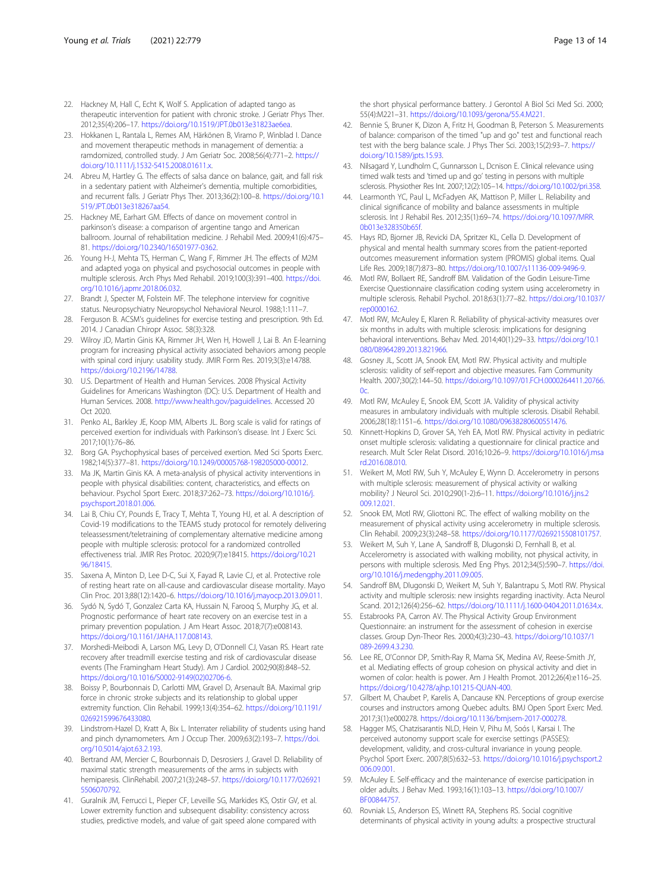22. Hackney M, Hall C, Echt K, Wolf S. Application of adapted tango as therapeutic intervention for patient with chronic stroke. J Geriatr Phys Ther. 2012;35(4):206–17. https://doi.org/10.1519/JPT.0b013e31823ae6ea.
23. Hokkanen L, Rantala L, Remes AM, Härkönen B, Viramo P, Winblad I. Dance and movement therapeutic methods in management of dementia: a ramdomized, controlled study. J Am Geriatr Soc. 2008;56(4):771–2. https://doi.org/10.1111/j.1532-5415.2008.01611.x.
24. Abreu M, Hartley G. The effects of salsa dance on balance, gait, and fall risk in a sedentary patient with Alzheimer's dementia, multiple comorbidities, and recurrent falls. J Geriatr Phys Ther. 2013;36(2):100–8. https://doi.org/10.1519/JPT.0b013e318267aa54.
25. Hackney ME, Earhart GM. Effects of dance on movement control in parkinson's disease: a comparison of argentine tango and American ballroom. Journal of rehabilitation medicine. J Rehabil Med. 2009;41(6):475–81. https://doi.org/10.2340/16501977-0362.
26. Young H-J, Mehta TS, Herman C, Wang F, Rimmer JH. The effects of M2M and adapted yoga on physical and psychosocial outcomes in people with multiple sclerosis. Arch Phys Med Rehabil. 2019;100(3):391–400. https://doi.org/10.1016/j.apmr.2018.06.032.
27. Brandt J, Specter M, Folstein MF. The telephone interview for cognitive status. Neuropsychiatry Neuropsychol Nehavioral Neurol. 1988;1:111–7.
28. Ferguson B. ACSM's guidelines for exercise testing and prescription. 9th Ed. 2014. J Canadian Chiropr Assoc. 58(3):328.
29. Wilroy JD, Martin Ginis KA, Rimmer JH, Wen H, Howell J, Lai B. An E-learning program for increasing physical activity associated behaviors among people with spinal cord injury: usability study. JMIR Form Res. 2019;3(3):e14788. https://doi.org/10.2196/14788.
30. U.S. Department of Health and Human Services. 2008 Physical Activity Guidelines for Americans Washington (DC): U.S. Department of Health and Human Services. 2008. http://www.health.gov/paguidelines. Accessed 20 Oct 2020.
31. Penko AL, Barkley JE, Koop MM, Alberts JL. Borg scale is valid for ratings of perceived exertion for individuals with Parkinson's disease. Int J Exerc Sci. 2017;10(1):76–86.
32. Borg GA. Psychophysical bases of perceived exertion. Med Sci Sports Exerc. 1982;14(5):377–81. https://doi.org/10.1249/00005768-198205000-00012.
33. Ma JK, Martin Ginis KA. A meta-analysis of physical activity interventions in people with physical disabilities: content, characteristics, and effects on behaviour. Psychol Sport Exerc. 2018;37:262–73. https://doi.org/10.1016/j.psychsport.2018.01.006.
34. Lai B, Chiu CY, Pounds E, Tracy T, Mehta T, Young HJ, et al. A description of Covid-19 modifications to the TEAMS study protocol for remotely delivering teleassessment/teletraining of complementary alternative medicine among people with multiple sclerosis: protocol for a randomized controlled effectiveness trial. JMIR Res Protoc. 2020;9(7):e18415. https://doi.org/10.2196/18415.
35. Saxena A, Minton D, Lee D-C, Sui X, Fayad R, Lavie CJ, et al. Protective role of resting heart rate on all-cause and cardiovascular disease mortality. Mayo Clin Proc. 2013;88(12):1420–6. https://doi.org/10.1016/j.mayocp.2013.09.011.
36. Sydó N, Sydó T, Gonzalez Carta KA, Hussain N, Farooq S, Murphy JG, et al. Prognostic performance of heart rate recovery on an exercise test in a primary prevention population. J Am Heart Assoc. 2018;7(7):e008143. https://doi.org/10.1161/JAHA.117.008143.
37. Morshedi-Meibodi A, Larson MG, Levy D, O'Donnell CJ, Vasan RS. Heart rate recovery after treadmill exercise testing and risk of cardiovascular disease events (The Framingham Heart Study). Am J Cardiol. 2002;90(8):848–52. https://doi.org/10.1016/S0002-9149(02)02706-6.
38. Boissy P, Bourbonnais D, Carlotti MM, Gravel D, Arsenault BA. Maximal grip force in chronic stroke subjects and its relationship to global upper extremity function. Clin Rehabil. 1999;13(4):354–62. https://doi.org/10.1191/026921599676433080.
39. Lindstrom-Hazel D, Kratt A, Bix L. Interrater reliability of students using hand and pinch dynamometers. Am J Occup Ther. 2009;63(2):193–7. https://doi.org/10.5014/ajot.63.2.193.
40. Bertrand AM, Mercier C, Bourbonnais D, Desrosiers J, Gravel D. Reliability of maximal static strength measurements of the arms in subjects with hemiparesis. ClinRehabil. 2007;21(3):248–57. https://doi.org/10.1177/0269215506070792.
41. Guralnik JM, Ferrucci L, Pieper CF, Leveille SG, Markides KS, Ostir GV, et al. Lower extremity function and subsequent disability: consistency across studies, predictive models, and value of gait speed alone compared with the short physical performance battery. J Gerontol A Biol Sci Med Sci. 2000;55(4):M221–31. https://doi.org/10.1093/gerona/55.4.M221.
42. Bennie S, Bruner K, Dizon A, Fritz H, Goodman B, Peterson S. Measurements of balance: comparison of the timed "up and go" test and functional reach test with the berg balance scale. J Phys Ther Sci. 2003;15(2):93–7. https://doi.org/10.1589/jpts.15.93.
43. Nilsagard Y, Lundholm C, Gunnarsson L, Dcnison E. Clinical relevance using timed walk tests and 'timed up and go' testing in persons with multiple sclerosis. Physiother Res Int. 2007;12(2):105–14. https://doi.org/10.1002/pri.358.
44. Learmonth YC, Paul L, McFadyen AK, Mattison P, Miller L. Reliability and clinical significance of mobility and balance assessments in multiple sclerosis. Int J Rehabil Res. 2012;35(1):69–74. https://doi.org/10.1097/MRR.0b013e328350b65f.
45. Hays RD, Bjorner JB, Revicki DA, Spritzer KL, Cella D. Development of physical and mental health summary scores from the patient-reported outcomes measurement information system (PROMIS) global items. Qual Life Res. 2009;18(7):873–80. https://doi.org/10.1007/s11136-009-9496-9.
46. Motl RW, Bollaert RE, Sandroff BM. Validation of the Godin Leisure-Time Exercise Questionnaire classification coding system using accelerometry in multiple sclerosis. Rehabil Psychol. 2018;63(1):77–82. https://doi.org/10.1037/rep0000162.
47. Motl RW, McAuley E, Klaren R. Reliability of physical-activity measures over six months in adults with multiple sclerosis: implications for designing behavioral interventions. Behav Med. 2014;40(1):29–33. https://doi.org/10.1080/08964289.2013.821966.
48. Gosney JL, Scott JA, Snook EM, Motl RW. Physical activity and multiple sclerosis: validity of self-report and objective measures. Fam Community Health. 2007;30(2):144–50. https://doi.org/10.1097/01.FCH.0000264411.20766.0c.
49. Motl RW, McAuley E, Snook EM, Scott JA. Validity of physical activity measures in ambulatory individuals with multiple sclerosis. Disabil Rehabil. 2006;28(18):1151–6. https://doi.org/10.1080/09638280600551476.
50. Kinnett-Hopkins D, Grover SA, Yeh EA, Motl RW. Physical activity in pediatric onset multiple sclerosis: validating a questionnaire for clinical practice and research. Mult Scler Relat Disord. 2016;10:26–9. https://doi.org/10.1016/j.msard.2016.08.010.
51. Weikert M, Motl RW, Suh Y, McAuley E, Wynn D. Accelerometry in persons with multiple sclerosis: measurement of physical activity or walking mobility? J Neurol Sci. 2010;290(1-2):6–11. https://doi.org/10.1016/j.jns.2009.12.021.
52. Snook EM, Motl RW, Gliottoni RC. The effect of walking mobility on the measurement of physical activity using accelerometry in multiple sclerosis. Clin Rehabil. 2009;23(3):248–58. https://doi.org/10.1177/0269215508101757.
53. Weikert M, Suh Y, Lane A, Sandroff B, Dlugonski D, Fernhall B, et al. Accelerometry is associated with walking mobility, not physical activity, in persons with multiple sclerosis. Med Eng Phys. 2012;34(5):590–7. https://doi.org/10.1016/j.medengphy.2011.09.005.
54. Sandroff BM, Dlugonski D, Weikert M, Suh Y, Balantrapu S, Motl RW. Physical activity and multiple sclerosis: new insights regarding inactivity. Acta Neurol Scand. 2012;126(4):256–62. https://doi.org/10.1111/j.1600-0404.2011.01634.x.
55. Estabrooks PA, Carron AV. The Physical Activity Group Environment Questionnaire: an instrument for the assessment of cohesion in exercise classes. Group Dyn-Theor Res. 2000;4(3):230–43. https://doi.org/10.1037/1089-2699.4.3.230.
56. Lee RE, O'Connor DP, Smith-Ray R, Mama SK, Medina AV, Reese-Smith JY, et al. Mediating effects of group cohesion on physical activity and diet in women of color: health is power. Am J Health Promot. 2012;26(4):e116–25. https://doi.org/10.4278/ajhp.101215-QUAN-400.
57. Gilbert M, Chaubet P, Karelis A, Dancause KN. Perceptions of group exercise courses and instructors among Quebec adults. BMJ Open Sport Exerc Med. 2017;3(1):e000278. https://doi.org/10.1136/bmjsem-2017-000278.
58. Hagger MS, Chatzisarantis NLD, Hein V, Pihu M, Soós I, Karsai I. The perceived autonomy support scale for exercise settings (PASSES): development, validity, and cross-cultural invariance in young people. Psychol Sport Exerc. 2007;8(5):632–53. https://doi.org/10.1016/j.psychsport.2006.09.001.
59. McAuley E. Self-efficacy and the maintenance of exercise participation in older adults. J Behav Med. 1993;16(1):103–13. https://doi.org/10.1007/BF00844757.
60. Rovniak LS, Anderson ES, Winett RA, Stephens RS. Social cognitive determinants of physical activity in young adults: a prospective structural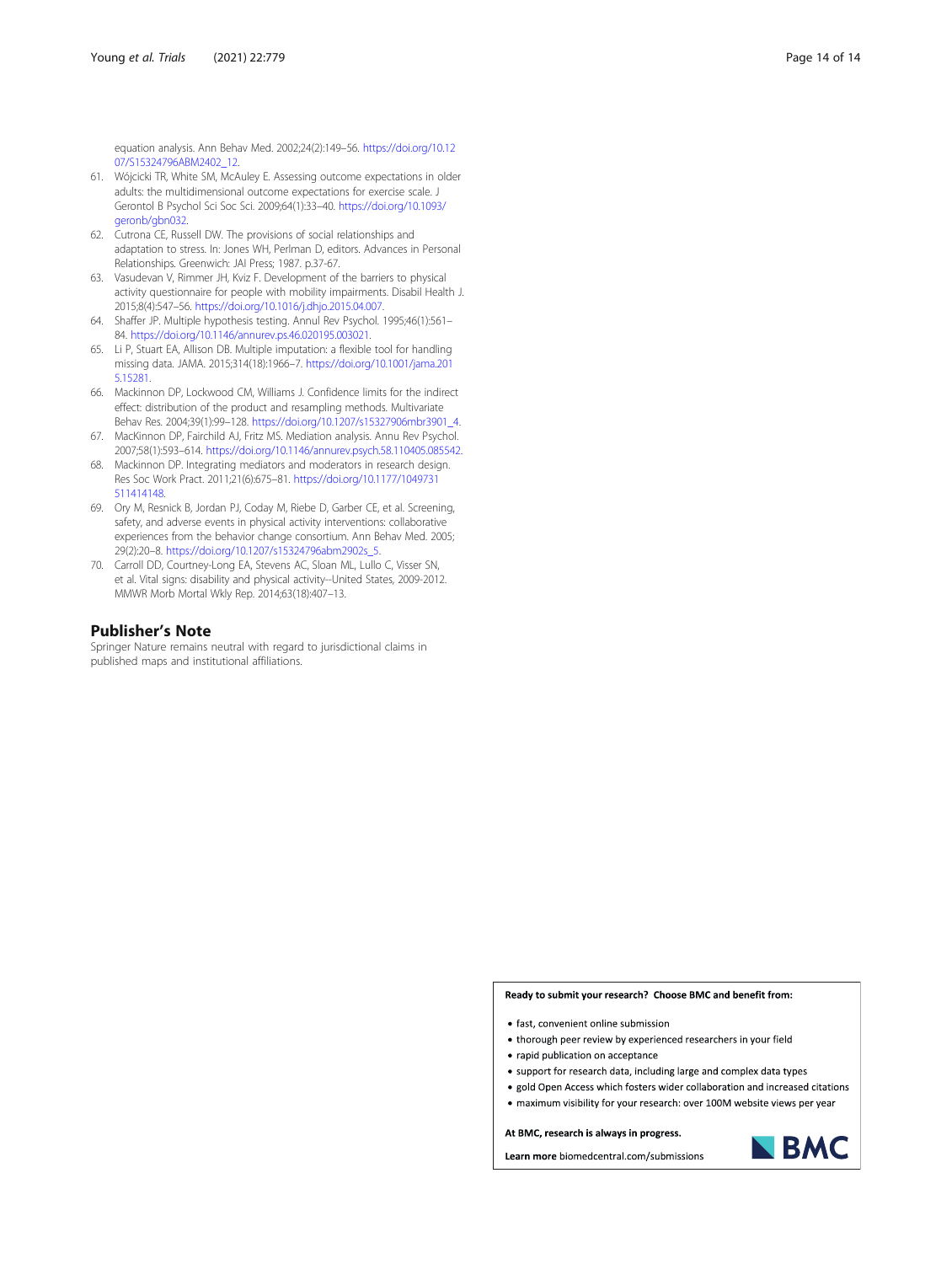equation analysis. Ann Behav Med. 2002;24(2):149–56. https://doi.org/10.1207/S15324796ABM2402_12.

61. Wójcicki TR, White SM, McAuley E. Assessing outcome expectations in older adults: the multidimensional outcome expectations for exercise scale. J Gerontol B Psychol Sci Soc Sci. 2009;64(1):33–40. https://doi.org/10.1093/geronb/gbn032.
62. Cutrona CE, Russell DW. The provisions of social relationships and adaptation to stress. In: Jones WH, Perlman D, editors. Advances in Personal Relationships. Greenwich: JAI Press; 1987. p.37-67.
63. Vasudevan V, Rimmer JH, Kviz F. Development of the barriers to physical activity questionnaire for people with mobility impairments. Disabil Health J. 2015;8(4):547–56. https://doi.org/10.1016/j.dhjo.2015.04.007.
64. Shaffer JP. Multiple hypothesis testing. Annu Rev Psychol. 1995;46(1):561–84. https://doi.org/10.1146/annurev.ps.46.020195.003021.
65. Li P, Stuart EA, Allison DB. Multiple imputation: a flexible tool for handling missing data. JAMA. 2015;314(18):1966–7. https://doi.org/10.1001/jama.2015.15281.
66. Mackinnon DP, Lockwood CM, Williams J. Confidence limits for the indirect effect: distribution of the product and resampling methods. Multivariate Behav Res. 2004;39(1):99–128. https://doi.org/10.1207/s15327906mbr3901_4.
67. MacKinnon DP, Fairchild AJ, Fritz MS. Mediation analysis. Annu Rev Psychol. 2007;58(1):593–614. https://doi.org/10.1146/annurev.psych.58.110405.085542.
68. Mackinnon DP. Integrating mediators and moderators in research design. Res Soc Work Pract. 2011;21(6):675–81. https://doi.org/10.1177/1049731511414148.
69. Ory M, Resnick B, Jordan PJ, Coday M, Riebe D, Garber CE, et al. Screening, safety, and adverse events in physical activity interventions: collaborative experiences from the behavior change consortium. Ann Behav Med. 2005;29(2):20–8. https://doi.org/10.1207/s15324796abm2902s_5.
70. Carroll DD, Courtney-Long EA, Stevens AC, Sloan ML, Lullo C, Visser SN, et al. Vital signs: disability and physical activity--United States, 2009-2012. MMWR Morb Mortal Wkly Rep. 2014;63(18):407–13.

## Publisher's Note

Springer Nature remains neutral with regard to jurisdictional claims in published maps and institutional affiliations.

**Ready to submit your research? Choose BMC and benefit from:**

- fast, convenient online submission
- thorough peer review by experienced researchers in your field
- rapid publication on acceptance
- support for research data, including large and complex data types
- gold Open Access which fosters wider collaboration and increased citations
- maximum visibility for your research: over 100M website views per year

**At BMC, research is always in progress.**

**Learn more** biomedcentral.com/submissions

BMC